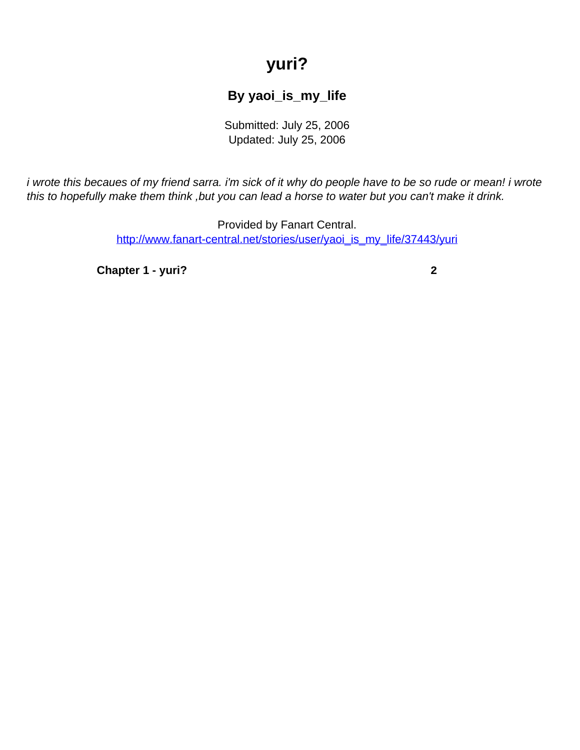# yuri?

### By yaoi_is_my_life

Submitted: July 25, 2006
Updated: July 25, 2006

*i wrote this becaues of my friend sarra. i'm sick of it why do people have to be so rude or mean! i wrote this to hopefully make them think ,but you can lead a horse to water but you can't make it drink.*

Provided by Fanart Central.
[http://www.fanart-central.net/stories/user/yaoi_is_my_life/37443/yuri](http://www.fanart-central.net/stories/user/yaoi_is_my_life/37443/yuri)

| | |
|---|---|
| **Chapter 1 - yuri?** | **2** |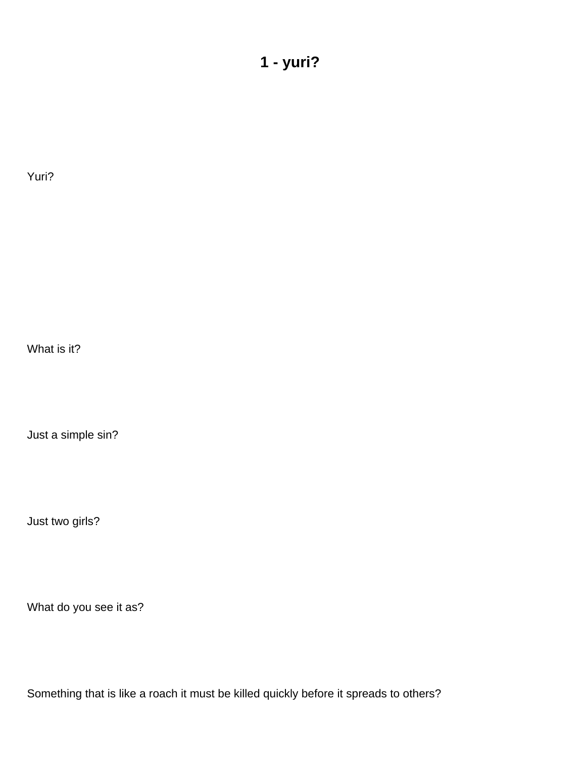# 1 - yuri?

Yuri?

What is it?

Just a simple sin?

Just two girls?

What do you see it as?

Something that is like a roach it must be killed quickly before it spreads to others?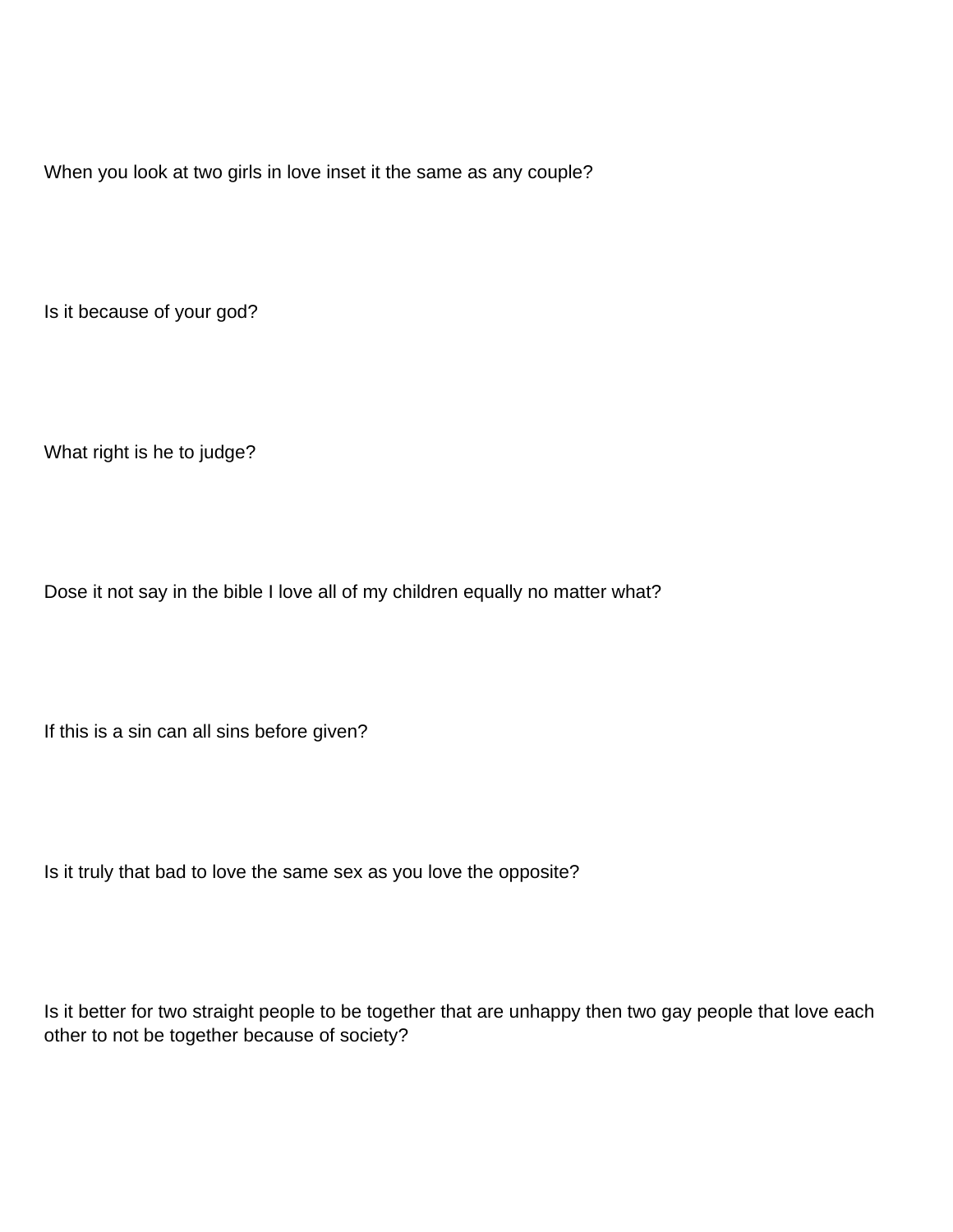When you look at two girls in love inset it the same as any couple?

Is it because of your god?

What right is he to judge?

Dose it not say in the bible I love all of my children equally no matter what?

If this is a sin can all sins before given?

Is it truly that bad to love the same sex as you love the opposite?

Is it better for two straight people to be together that are unhappy then two gay people that love each other to not be together because of society?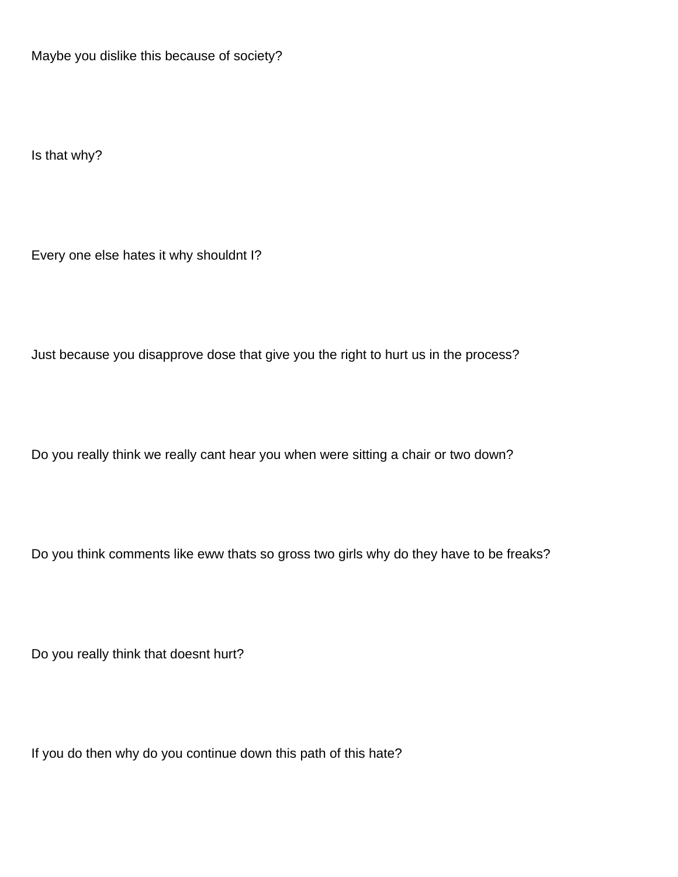Maybe you dislike this because of society?

Is that why?

Every one else hates it why shouldnt I?

Just because you disapprove dose that give you the right to hurt us in the process?

Do you really think we really cant hear you when were sitting a chair or two down?

Do you think comments like eww thats so gross two girls why do they have to be freaks?

Do you really think that doesnt hurt?

If you do then why do you continue down this path of this hate?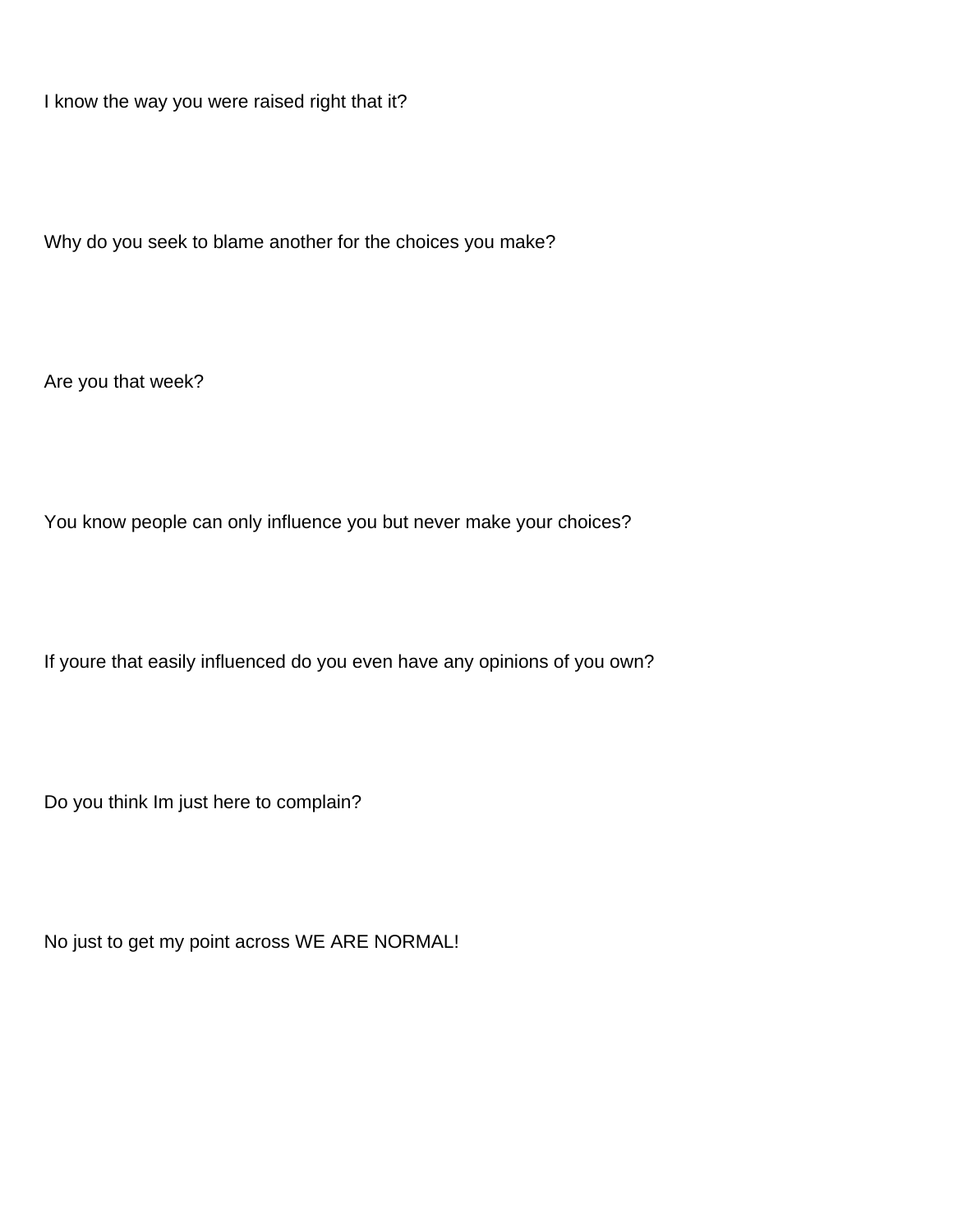I know the way you were raised right that it?

Why do you seek to blame another for the choices you make?

Are you that week?

You know people can only influence you but never make your choices?

If youre that easily influenced do you even have any opinions of you own?

Do you think Im just here to complain?

No just to get my point across WE ARE NORMAL!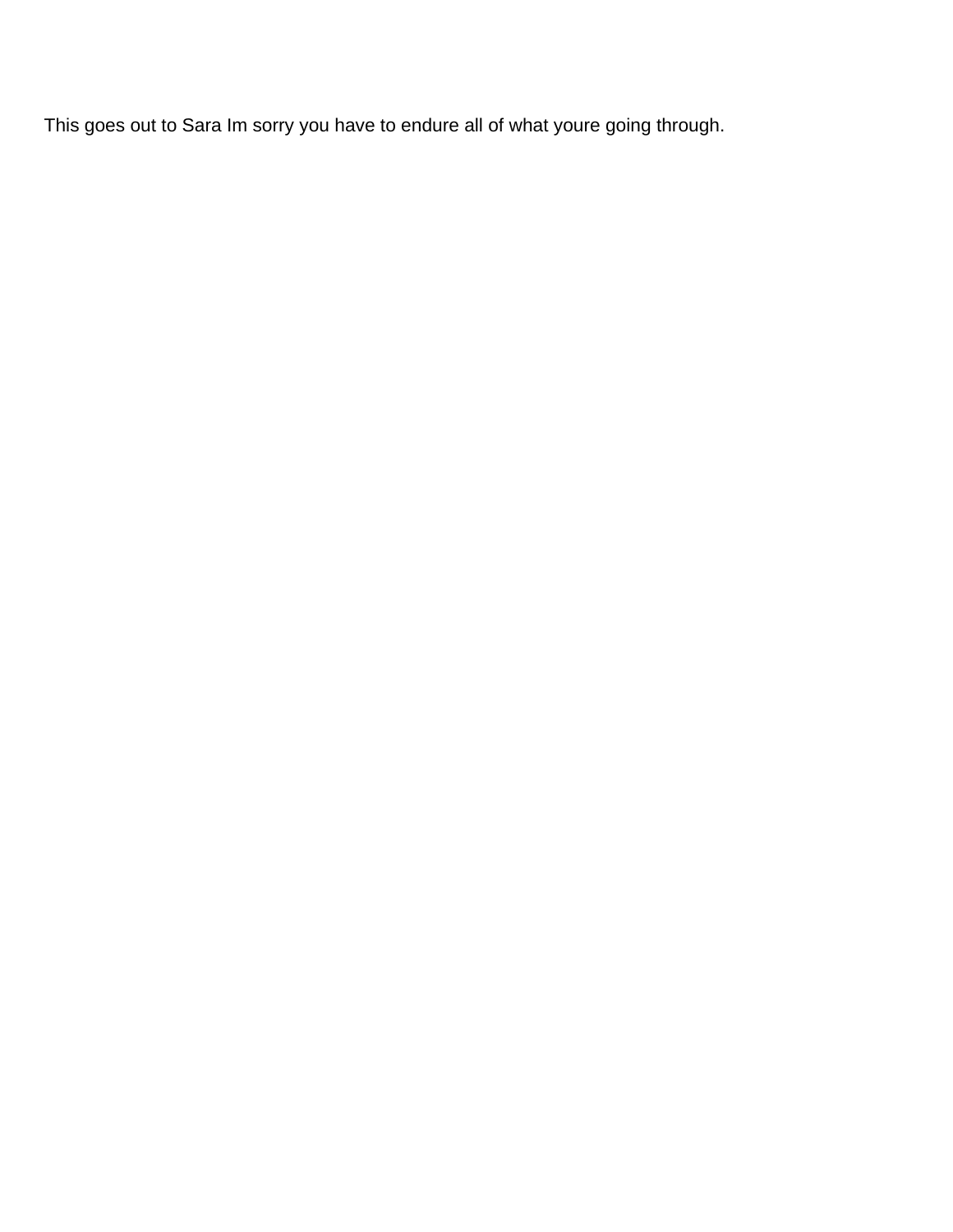This goes out to Sara Im sorry you have to endure all of what youre going through.